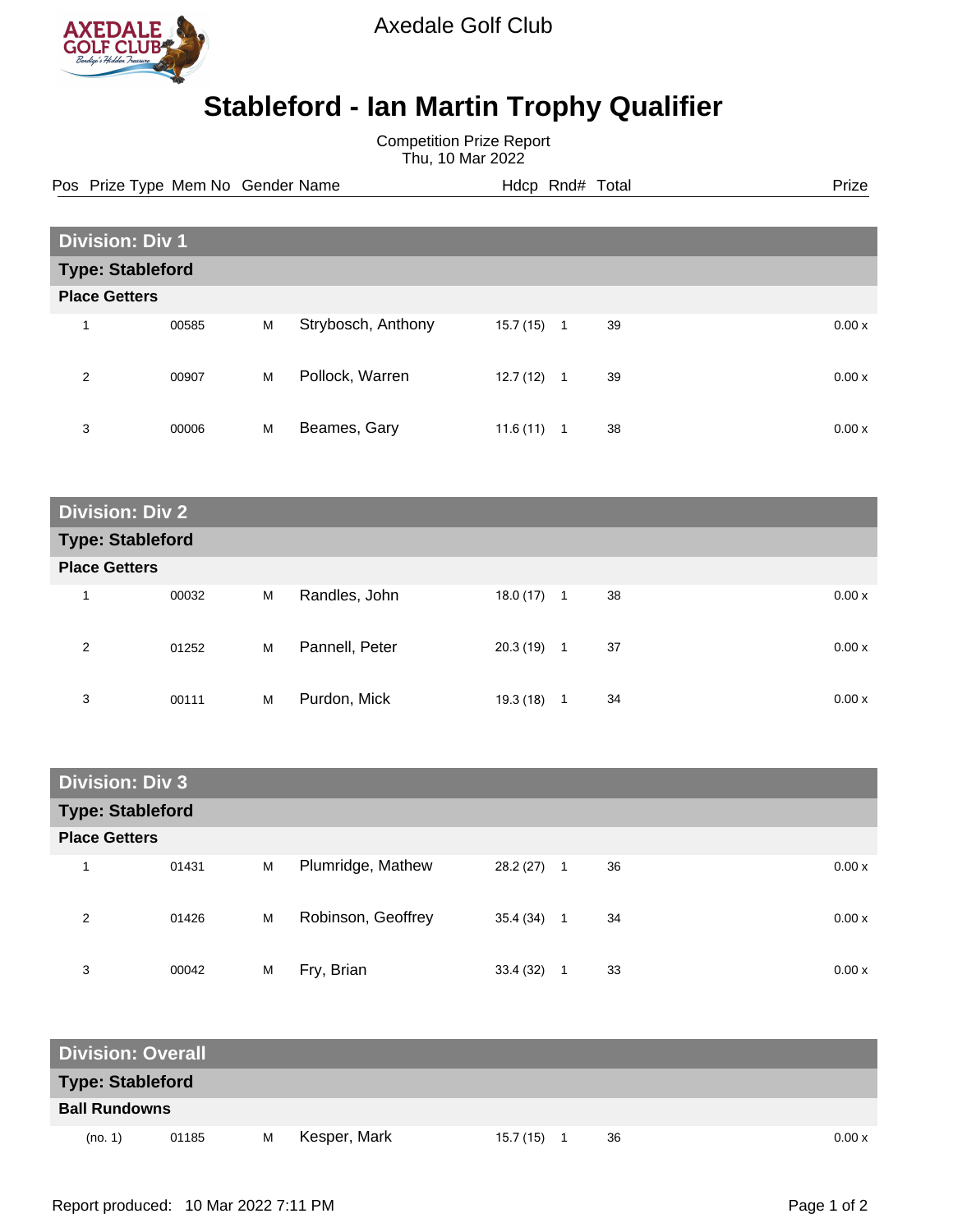Axedale Golf Club

# Stableford - Ian Martin Trophy Qualifier

Competition Prize Report
Thu, 10 Mar 2022

| Pos | Prize Type | Mem No | Gender | Name | Hdcp | Rnd# | Total | Prize |
|---|---|---|---|---|---|---|---|---|
| **Division: Div 1** | | | | | | | | |
| **Type: Stableford** | | | | | | | | |
| **Place Getters** | | | | | | | | |
| 1 | | 00585 | M | Strybosch, Anthony | 15.7 (15) | 1 | 39 | 0.00 x |
| 2 | | 00907 | M | Pollock, Warren | 12.7 (12) | 1 | 39 | 0.00 x |
| 3 | | 00006 | M | Beames, Gary | 11.6 (11) | 1 | 38 | 0.00 x |
| **Division: Div 2** | | | | | | | | |
| **Type: Stableford** | | | | | | | | |
| **Place Getters** | | | | | | | | |
| 1 | | 00032 | M | Randles, John | 18.0 (17) | 1 | 38 | 0.00 x |
| 2 | | 01252 | M | Pannell, Peter | 20.3 (19) | 1 | 37 | 0.00 x |
| 3 | | 00111 | M | Purdon, Mick | 19.3 (18) | 1 | 34 | 0.00 x |
| **Division: Div 3** | | | | | | | | |
| **Type: Stableford** | | | | | | | | |
| **Place Getters** | | | | | | | | |
| 1 | | 01431 | M | Plumridge, Mathew | 28.2 (27) | 1 | 36 | 0.00 x |
| 2 | | 01426 | M | Robinson, Geoffrey | 35.4 (34) | 1 | 34 | 0.00 x |
| 3 | | 00042 | M | Fry, Brian | 33.4 (32) | 1 | 33 | 0.00 x |
| **Division: Overall** | | | | | | | | |
| **Type: Stableford** | | | | | | | | |
| **Ball Rundowns** | | | | | | | | |
| | (no. 1) | 01185 | M | Kesper, Mark | 15.7 (15) | 1 | 36 | 0.00 x |

Report produced: 10 Mar 2022 7:11 PM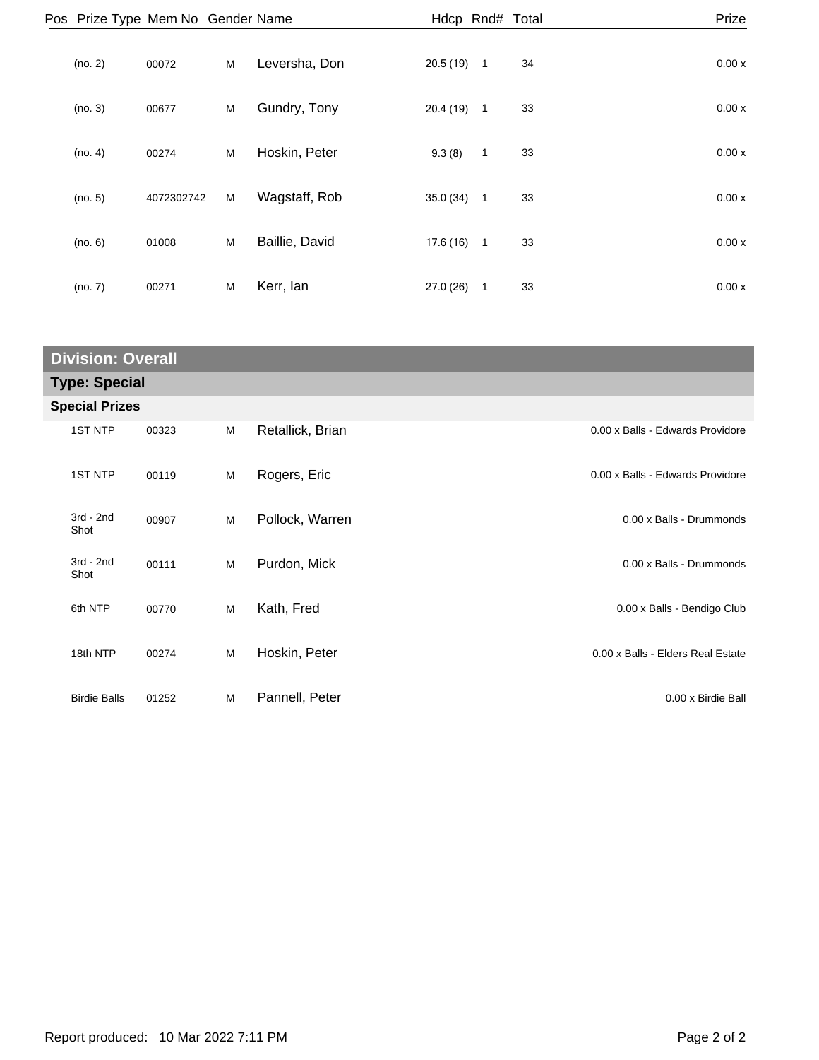| Pos | Prize Type | Mem No | Gender | Name | Hdcp | Rnd# | Total | Prize |
|---|---|---|---|---|---|---|---|---|
| | (no. 2) | 00072 | M | Leversha, Don | 20.5 (19) | 1 | 34 | 0.00 x |
| | (no. 3) | 00677 | M | Gundry, Tony | 20.4 (19) | 1 | 33 | 0.00 x |
| | (no. 4) | 00274 | M | Hoskin, Peter | 9.3 (8) | 1 | 33 | 0.00 x |
| | (no. 5) | 4072302742 | M | Wagstaff, Rob | 35.0 (34) | 1 | 33 | 0.00 x |
| | (no. 6) | 01008 | M | Baillie, David | 17.6 (16) | 1 | 33 | 0.00 x |
| | (no. 7) | 00271 | M | Kerr, Ian | 27.0 (26) | 1 | 33 | 0.00 x |

## Division: Overall

### Type: Special

#### Special Prizes

| | | | | |
|---|---|---|---|---|
| 1ST NTP | 00323 | M | Retallick, Brian | 0.00 x Balls - Edwards Providore |
| 1ST NTP | 00119 | M | Rogers, Eric | 0.00 x Balls - Edwards Providore |
| 3rd - 2nd Shot | 00907 | M | Pollock, Warren | 0.00 x Balls - Drummonds |
| 3rd - 2nd Shot | 00111 | M | Purdon, Mick | 0.00 x Balls - Drummonds |
| 6th NTP | 00770 | M | Kath, Fred | 0.00 x Balls - Bendigo Club |
| 18th NTP | 00274 | M | Hoskin, Peter | 0.00 x Balls - Elders Real Estate |
| Birdie Balls | 01252 | M | Pannell, Peter | 0.00 x Birdie Ball |

Report produced: 10 Mar 2022 7:11 PM